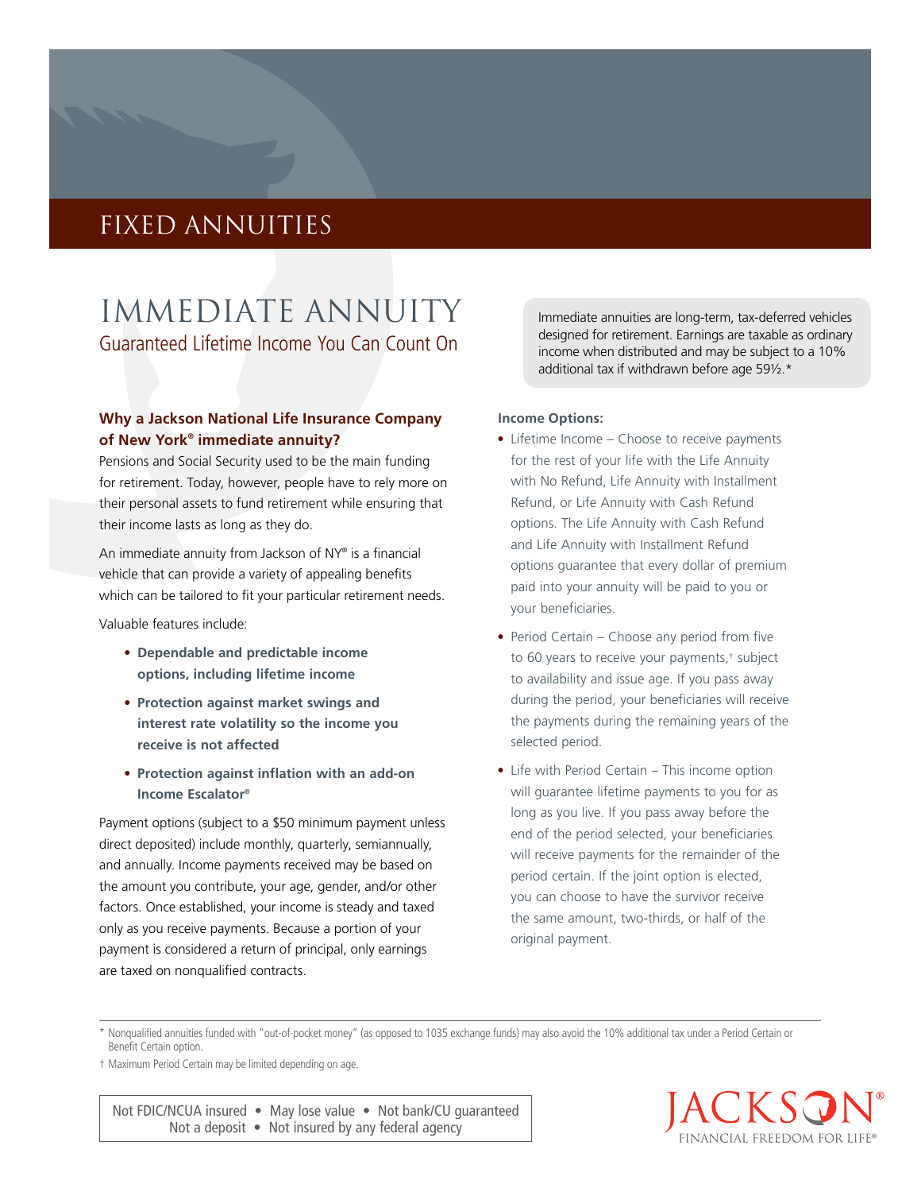# FIXED ANNUITIES

# IMMEDIATE ANNUITY

## Guaranteed Lifetime Income You Can Count On

### Why a Jackson National Life Insurance Company of New York® immediate annuity?

Pensions and Social Security used to be the main funding for retirement. Today, however, people have to rely more on their personal assets to fund retirement while ensuring that their income lasts as long as they do.

An immediate annuity from Jackson of NY® is a financial vehicle that can provide a variety of appealing benefits which can be tailored to fit your particular retirement needs.

Valuable features include:

- **Dependable and predictable income options, including lifetime income**
- **Protection against market swings and interest rate volatility so the income you receive is not affected**
- **Protection against inflation with an add-on Income Escalator®**

Payment options (subject to a $50 minimum payment unless direct deposited) include monthly, quarterly, semiannually, and annually. Income payments received may be based on the amount you contribute, your age, gender, and/or other factors. Once established, your income is steady and taxed only as you receive payments. Because a portion of your payment is considered a return of principal, only earnings are taxed on nonqualified contracts.

Immediate annuities are long-term, tax-deferred vehicles designed for retirement. Earnings are taxable as ordinary income when distributed and may be subject to a 10% additional tax if withdrawn before age 59½.*

**Income Options:**

- Lifetime Income – Choose to receive payments for the rest of your life with the Life Annuity with No Refund, Life Annuity with Installment Refund, or Life Annuity with Cash Refund options. The Life Annuity with Cash Refund and Life Annuity with Installment Refund options guarantee that every dollar of premium paid into your annuity will be paid to you or your beneficiaries.
- Period Certain – Choose any period from five to 60 years to receive your payments,† subject to availability and issue age. If you pass away during the period, your beneficiaries will receive the payments during the remaining years of the selected period.
- Life with Period Certain – This income option will guarantee lifetime payments to you for as long as you live. If you pass away before the end of the period selected, your beneficiaries will receive payments for the remainder of the period certain. If the joint option is elected, you can choose to have the survivor receive the same amount, two-thirds, or half of the original payment.

* Nonqualified annuities funded with "out-of-pocket money" (as opposed to 1035 exchange funds) may also avoid the 10% additional tax under a Period Certain or Benefit Certain option.

† Maximum Period Certain may be limited depending on age.

Not FDIC/NCUA insured • May lose value • Not bank/CU guaranteed
Not a deposit • Not insured by any federal agency

JACKSON®
FINANCIAL FREEDOM FOR LIFE®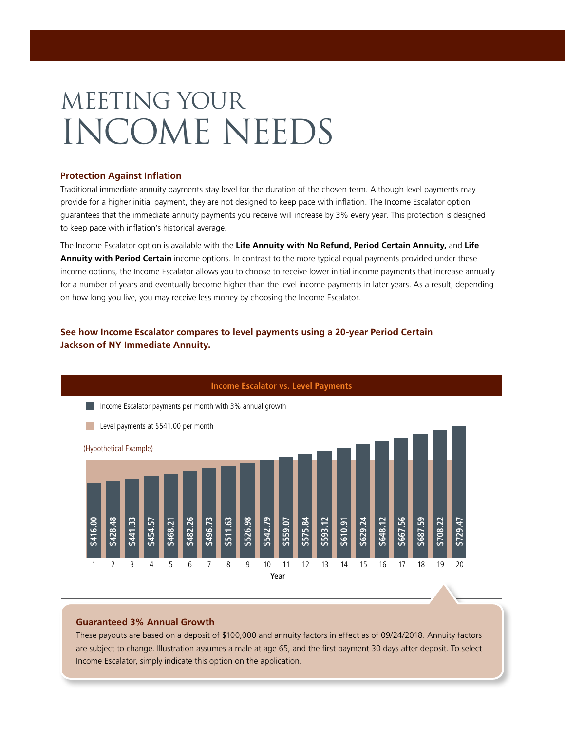# MEETING YOUR INCOME NEEDS

### Protection Against Inflation

Traditional immediate annuity payments stay level for the duration of the chosen term. Although level payments may provide for a higher initial payment, they are not designed to keep pace with inflation. The Income Escalator option guarantees that the immediate annuity payments you receive will increase by 3% every year. This protection is designed to keep pace with inflation's historical average.

The Income Escalator option is available with the **Life Annuity with No Refund, Period Certain Annuity,** and **Life Annuity with Period Certain** income options. In contrast to the more typical equal payments provided under these income options, the Income Escalator allows you to choose to receive lower initial income payments that increase annually for a number of years and eventually become higher than the level income payments in later years. As a result, depending on how long you live, you may receive less money by choosing the Income Escalator.

**See how Income Escalator compares to level payments using a 20-year Period Certain Jackson of NY Immediate Annuity.**

**Income Escalator vs. Level Payments**

- Income Escalator payments per month with 3% annual growth
- Level payments at $541.00 per month

(Hypothetical Example)

| Year | Income Escalator payment per month |
|---|---|
| 1 | $416.00 |
| 2 | $428.48 |
| 3 | $441.33 |
| 4 | $454.57 |
| 5 | $468.21 |
| 6 | $482.26 |
| 7 | $496.73 |
| 8 | $511.63 |
| 9 | $526.98 |
| 10 | $542.79 |
| 11 | $559.07 |
| 12 | $575.84 |
| 13 | $593.12 |
| 14 | $610.91 |
| 15 | $629.24 |
| 16 | $648.12 |
| 17 | $667.56 |
| 18 | $687.59 |
| 19 | $708.22 |
| 20 | $729.47 |

### Guaranteed 3% Annual Growth

These payouts are based on a deposit of $100,000 and annuity factors in effect as of 09/24/2018. Annuity factors are subject to change. Illustration assumes a male at age 65, and the first payment 30 days after deposit. To select Income Escalator, simply indicate this option on the application.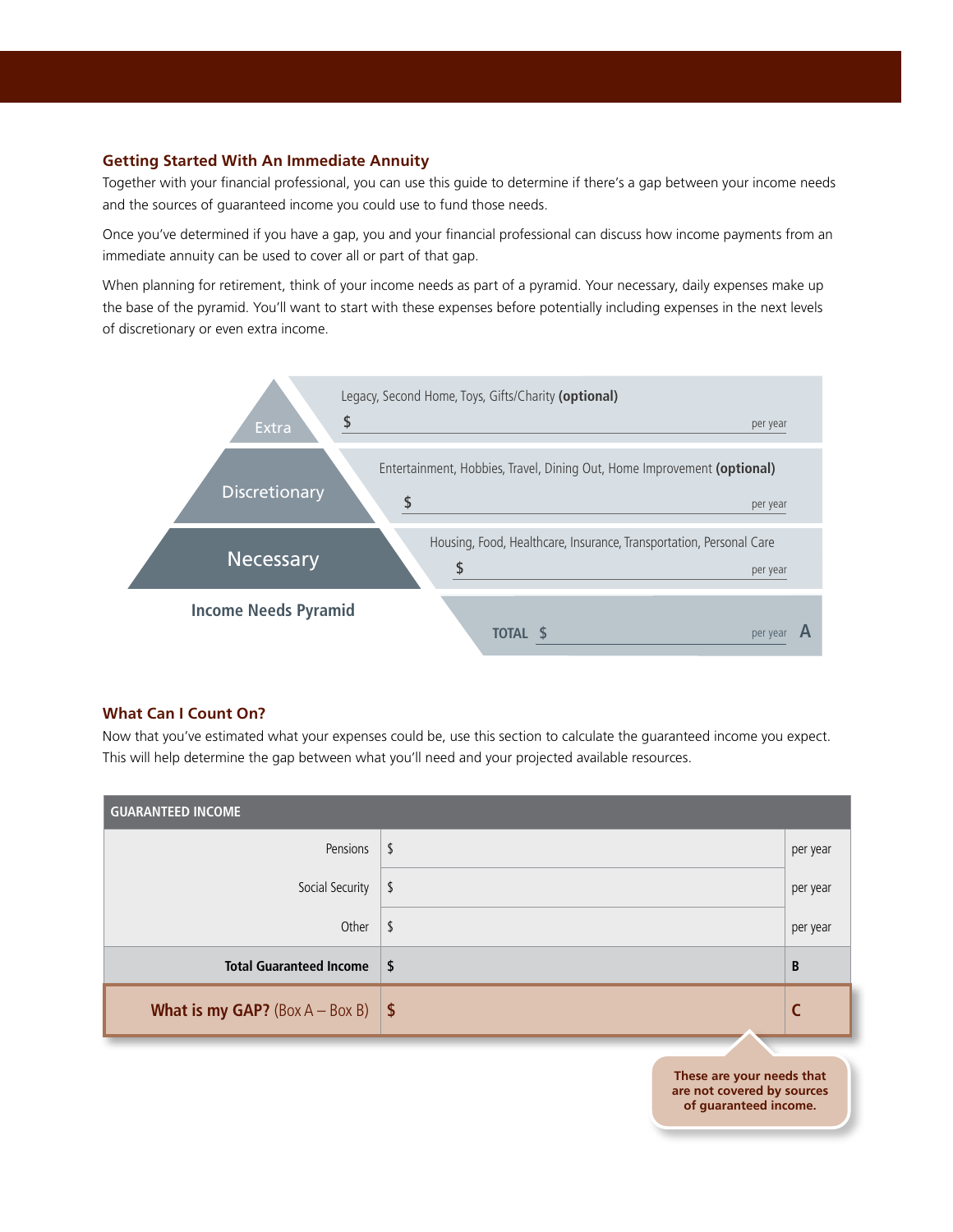## Getting Started With An Immediate Annuity

Together with your financial professional, you can use this guide to determine if there's a gap between your income needs and the sources of guaranteed income you could use to fund those needs.

Once you've determined if you have a gap, you and your financial professional can discuss how income payments from an immediate annuity can be used to cover all or part of that gap.

When planning for retirement, think of your income needs as part of a pyramid. Your necessary, daily expenses make up the base of the pyramid. You'll want to start with these expenses before potentially including expenses in the next levels of discretionary or even extra income.

**Income Needs Pyramid**

| Level | Expenses | Amount |
|---|---|---|
| Extra | Legacy, Second Home, Toys, Gifts/Charity **(optional)** | $ _______ per year |
| Discretionary | Entertainment, Hobbies, Travel, Dining Out, Home Improvement **(optional)** | $ _______ per year |
| Necessary | Housing, Food, Healthcare, Insurance, Transportation, Personal Care | $ _______ per year |
| | **TOTAL** | $ _______ per year **A** |

## What Can I Count On?

Now that you've estimated what your expenses could be, use this section to calculate the guaranteed income you expect. This will help determine the gap between what you'll need and your projected available resources.

| GUARANTEED INCOME | | |
|---|---|---|
| Pensions | $ | per year |
| Social Security | $ | per year |
| Other | $ | per year |
| **Total Guaranteed Income** | **$** | **B** |
| **What is my GAP?** (Box A – Box B) | **$** | **C** |

**These are your needs that are not covered by sources of guaranteed income.**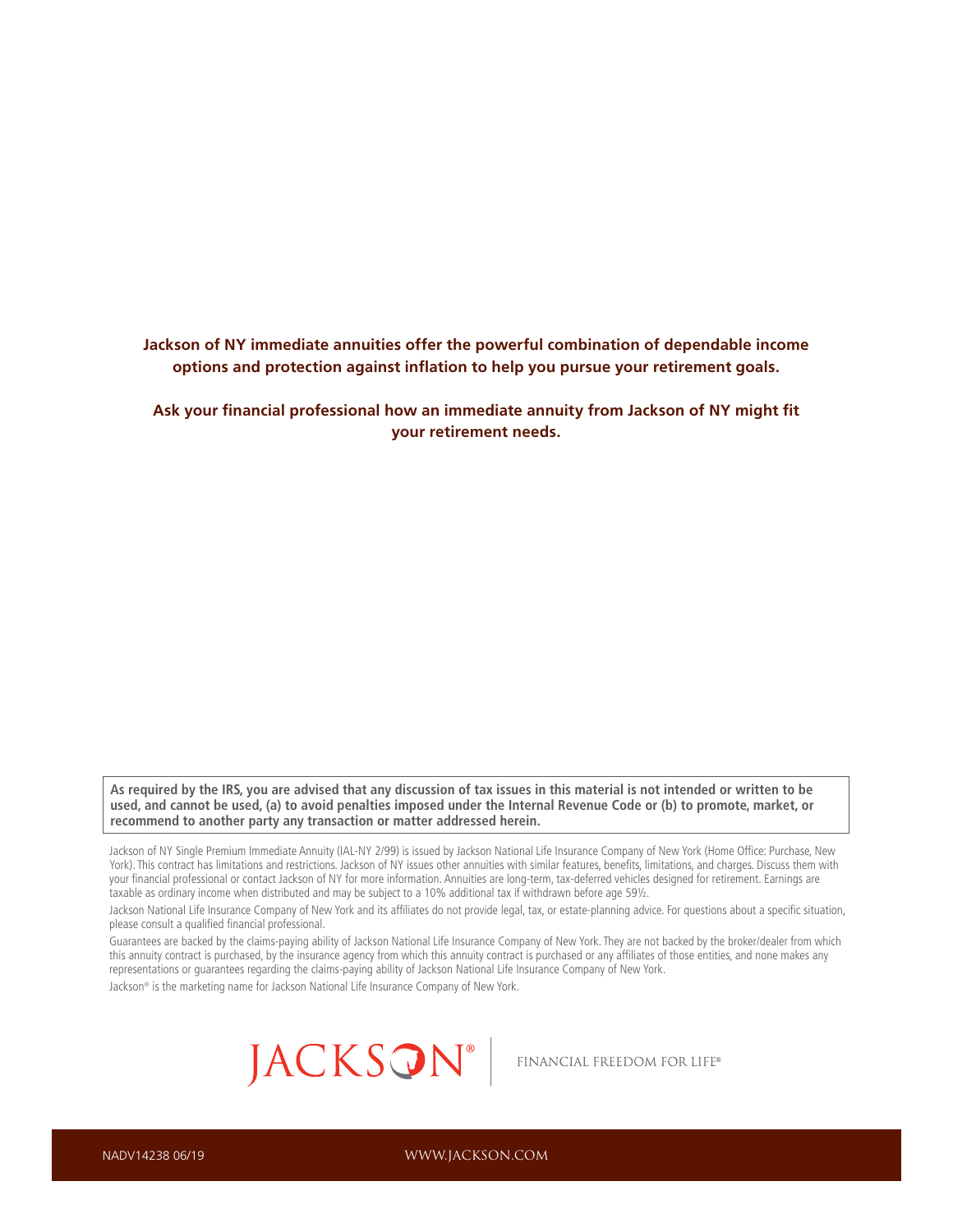**Jackson of NY immediate annuities offer the powerful combination of dependable income options and protection against inflation to help you pursue your retirement goals.**

**Ask your financial professional how an immediate annuity from Jackson of NY might fit your retirement needs.**

**As required by the IRS, you are advised that any discussion of tax issues in this material is not intended or written to be used, and cannot be used, (a) to avoid penalties imposed under the Internal Revenue Code or (b) to promote, market, or recommend to another party any transaction or matter addressed herein.**

Jackson of NY Single Premium Immediate Annuity (IAL-NY 2/99) is issued by Jackson National Life Insurance Company of New York (Home Office: Purchase, New York). This contract has limitations and restrictions. Jackson of NY issues other annuities with similar features, benefits, limitations, and charges. Discuss them with your financial professional or contact Jackson of NY for more information. Annuities are long-term, tax-deferred vehicles designed for retirement. Earnings are taxable as ordinary income when distributed and may be subject to a 10% additional tax if withdrawn before age 59½.

Jackson National Life Insurance Company of New York and its affiliates do not provide legal, tax, or estate-planning advice. For questions about a specific situation, please consult a qualified financial professional.

Guarantees are backed by the claims-paying ability of Jackson National Life Insurance Company of New York. They are not backed by the broker/dealer from which this annuity contract is purchased, by the insurance agency from which this annuity contract is purchased or any affiliates of those entities, and none makes any representations or guarantees regarding the claims-paying ability of Jackson National Life Insurance Company of New York.

Jackson® is the marketing name for Jackson National Life Insurance Company of New York.

JACKSON® | FINANCIAL FREEDOM FOR LIFE®

NADV14238 06/19

WWW.JACKSON.COM